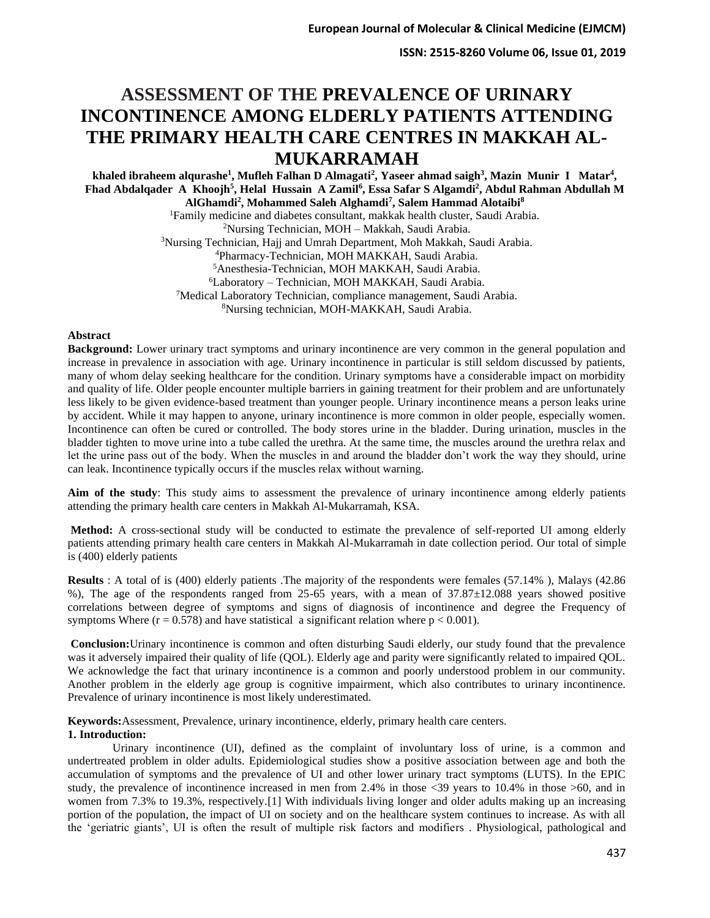# ASSESSMENT OF THE PREVALENCE OF URINARY INCONTINENCE AMONG ELDERLY PATIENTS ATTENDING THE PRIMARY HEALTH CARE CENTRES IN MAKKAH AL-MUKARRAMAH

**khaled ibraheem alqurashe[1], Mufleh Falhan D Almagati[2], Yaseer ahmad saigh[3], Mazin Munir I Matar[4], Fhad Abdalqader A Khoojh[5], Helal Hussain A Zamil[6], Essa Safar S Algamdi[2], Abdul Rahman Abdullah M AlGhamdi[2], Mohammed Saleh Alghamdi[7], Salem Hammad Alotaibi[8]**

[1]Family medicine and diabetes consultant, makkak health cluster, Saudi Arabia.
[2]Nursing Technician, MOH – Makkah, Saudi Arabia.
[3]Nursing Technician, Hajj and Umrah Department, Moh Makkah, Saudi Arabia.
[4]Pharmacy-Technician, MOH MAKKAH, Saudi Arabia.
[5]Anesthesia-Technician, MOH MAKKAH, Saudi Arabia.
[6]Laboratory – Technician, MOH MAKKAH, Saudi Arabia.
[7]Medical Laboratory Technician, compliance management, Saudi Arabia.
[8]Nursing technician, MOH-MAKKAH, Saudi Arabia.

**Abstract**

**Background:** Lower urinary tract symptoms and urinary incontinence are very common in the general population and increase in prevalence in association with age. Urinary incontinence in particular is still seldom discussed by patients, many of whom delay seeking healthcare for the condition. Urinary symptoms have a considerable impact on morbidity and quality of life. Older people encounter multiple barriers in gaining treatment for their problem and are unfortunately less likely to be given evidence-based treatment than younger people. Urinary incontinence means a person leaks urine by accident. While it may happen to anyone, urinary incontinence is more common in older people, especially women. Incontinence can often be cured or controlled. The body stores urine in the bladder. During urination, muscles in the bladder tighten to move urine into a tube called the urethra. At the same time, the muscles around the urethra relax and let the urine pass out of the body. When the muscles in and around the bladder don't work the way they should, urine can leak. Incontinence typically occurs if the muscles relax without warning.

**Aim of the study**: This study aims to assessment the prevalence of urinary incontinence among elderly patients attending the primary health care centers in Makkah Al-Mukarramah, KSA.

**Method:** A cross-sectional study will be conducted to estimate the prevalence of self-reported UI among elderly patients attending primary health care centers in Makkah Al-Mukarramah in date collection period. Our total of simple is (400) elderly patients

**Results** : A total of is (400) elderly patients .The majority of the respondents were females (57.14% ), Malays (42.86 %), The age of the respondents ranged from 25-65 years, with a mean of 37.87±12.088 years showed positive correlations between degree of symptoms and signs of diagnosis of incontinence and degree the Frequency of symptoms Where ($r = 0.578$) and have statistical a significant relation where $p < 0.001$).

**Conclusion:** Urinary incontinence is common and often disturbing Saudi elderly, our study found that the prevalence was it adversely impaired their quality of life (QOL). Elderly age and parity were significantly related to impaired QOL. We acknowledge the fact that urinary incontinence is a common and poorly understood problem in our community. Another problem in the elderly age group is cognitive impairment, which also contributes to urinary incontinence. Prevalence of urinary incontinence is most likely underestimated.

**Keywords:** Assessment, Prevalence, urinary incontinence, elderly, primary health care centers.

## 1. Introduction:

Urinary incontinence (UI), defined as the complaint of involuntary loss of urine, is a common and undertreated problem in older adults. Epidemiological studies show a positive association between age and both the accumulation of symptoms and the prevalence of UI and other lower urinary tract symptoms (LUTS). In the EPIC study, the prevalence of incontinence increased in men from 2.4% in those <39 years to 10.4% in those >60, and in women from 7.3% to 19.3%, respectively.[1] With individuals living longer and older adults making up an increasing portion of the population, the impact of UI on society and on the healthcare system continues to increase. As with all the 'geriatric giants', UI is often the result of multiple risk factors and modifiers . Physiological, pathological and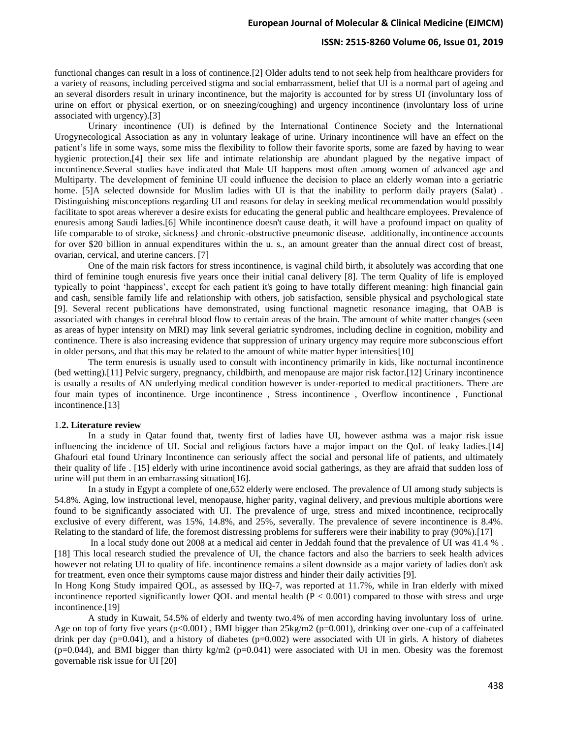functional changes can result in a loss of continence.[2] Older adults tend to not seek help from healthcare providers for a variety of reasons, including perceived stigma and social embarrassment, belief that UI is a normal part of ageing and an several disorders result in urinary incontinence, but the majority is accounted for by stress UI (involuntary loss of urine on effort or physical exertion, or on sneezing/coughing) and urgency incontinence (involuntary loss of urine associated with urgency).[3]

Urinary incontinence (UI) is defined by the International Continence Society and the International Urogynecological Association as any in voluntary leakage of urine. Urinary incontinence will have an effect on the patient's life in some ways, some miss the flexibility to follow their favorite sports, some are fazed by having to wear hygienic protection,[4] their sex life and intimate relationship are abundant plagued by the negative impact of incontinence.Several studies have indicated that Male UI happens most often among women of advanced age and Multiparty. The development of feminine UI could influence the decision to place an elderly woman into a geriatric home. [5]A selected downside for Muslim ladies with UI is that the inability to perform daily prayers (Salat) . Distinguishing misconceptions regarding UI and reasons for delay in seeking medical recommendation would possibly facilitate to spot areas wherever a desire exists for educating the general public and healthcare employees. Prevalence of enuresis among Saudi ladies.[6] While incontinence doesn't cause death, it will have a profound impact on quality of life comparable to of stroke, sickness} and chronic-obstructive pneumonic disease. additionally, incontinence accounts for over $20 billion in annual expenditures within the u. s., an amount greater than the annual direct cost of breast, ovarian, cervical, and uterine cancers. [7]

One of the main risk factors for stress incontinence, is vaginal child birth, it absolutely was according that one third of feminine tough enuresis five years once their initial canal delivery [8]. The term Quality of life is employed typically to point 'happiness', except for each patient it's going to have totally different meaning: high financial gain and cash, sensible family life and relationship with others, job satisfaction, sensible physical and psychological state [9]. Several recent publications have demonstrated, using functional magnetic resonance imaging, that OAB is associated with changes in cerebral blood flow to certain areas of the brain. The amount of white matter changes (seen as areas of hyper intensity on MRI) may link several geriatric syndromes, including decline in cognition, mobility and continence. There is also increasing evidence that suppression of urinary urgency may require more subconscious effort in older persons, and that this may be related to the amount of white matter hyper intensities[10]

The term enuresis is usually used to consult with incontinency primarily in kids, like nocturnal incontinence (bed wetting).[11] Pelvic surgery, pregnancy, childbirth, and menopause are major risk factor.[12] Urinary incontinence is usually a results of AN underlying medical condition however is under-reported to medical practitioners. There are four main types of incontinence. Urge incontinence , Stress incontinence , Overflow incontinence , Functional incontinence.[13]

### 1.2. Literature review

In a study in Qatar found that, twenty first of ladies have UI, however asthma was a major risk issue influencing the incidence of UI. Social and religious factors have a major impact on the QoL of leaky ladies.[14] Ghafouri etal found Urinary Incontinence can seriously affect the social and personal life of patients, and ultimately their quality of life . [15] elderly with urine incontinence avoid social gatherings, as they are afraid that sudden loss of urine will put them in an embarrassing situation[16].

In a study in Egypt a complete of one,652 elderly were enclosed. The prevalence of UI among study subjects is 54.8%. Aging, low instructional level, menopause, higher parity, vaginal delivery, and previous multiple abortions were found to be significantly associated with UI. The prevalence of urge, stress and mixed incontinence, reciprocally exclusive of every different, was 15%, 14.8%, and 25%, severally. The prevalence of severe incontinence is 8.4%. Relating to the standard of life, the foremost distressing problems for sufferers were their inability to pray (90%).[17]

In a local study done out 2008 at a medical aid center in Jeddah found that the prevalence of UI was 41.4 % . [18] This local research studied the prevalence of UI, the chance factors and also the barriers to seek health advices however not relating UI to quality of life. incontinence remains a silent downside as a major variety of ladies don't ask for treatment, even once their symptoms cause major distress and hinder their daily activities [9].

In Hong Kong Study impaired QOL, as assessed by IIQ-7, was reported at 11.7%, while in Iran elderly with mixed incontinence reported significantly lower QOL and mental health ($P < 0.001$) compared to those with stress and urge incontinence.[19]

A study in Kuwait, 54.5% of elderly and twenty two.4% of men according having involuntary loss of urine. Age on top of forty five years ($p<0.001$) , BMI bigger than 25kg/m2 ($p=0.001$), drinking over one-cup of a caffeinated drink per day ($p=0.041$), and a history of diabetes ($p=0.002$) were associated with UI in girls. A history of diabetes ($p=0.044$), and BMI bigger than thirty kg/m2 ($p=0.041$) were associated with UI in men. Obesity was the foremost governable risk issue for UI [20]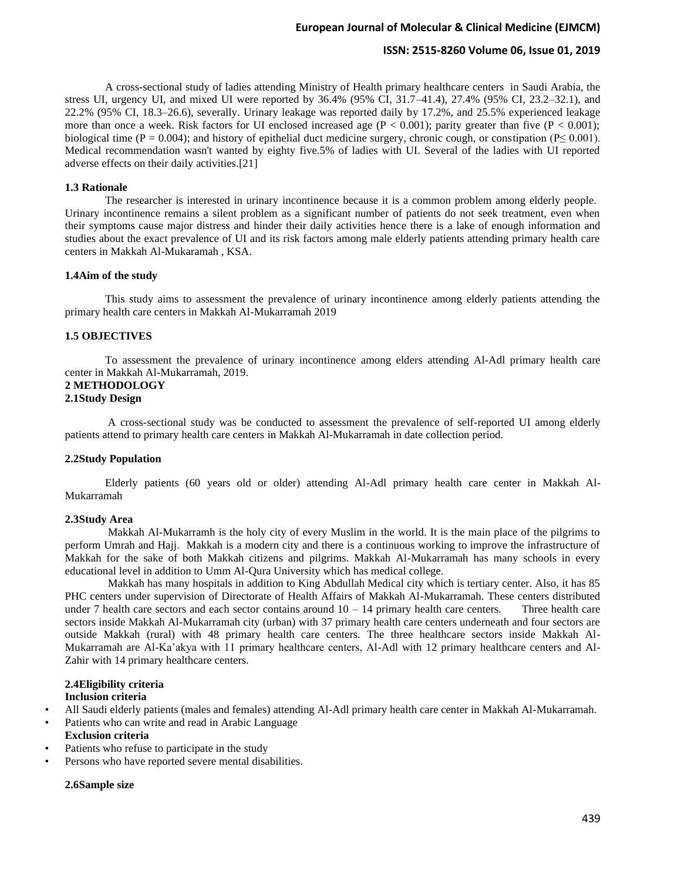A cross-sectional study of ladies attending Ministry of Health primary healthcare centers in Saudi Arabia, the stress UI, urgency UI, and mixed UI were reported by 36.4% (95% CI, 31.7–41.4), 27.4% (95% CI, 23.2–32.1), and 22.2% (95% CI, 18.3–26.6), severally. Urinary leakage was reported daily by 17.2%, and 25.5% experienced leakage more than once a week. Risk factors for UI enclosed increased age ($P < 0.001$); parity greater than five ($P < 0.001$); biological time ($P = 0.004$); and history of epithelial duct medicine surgery, chronic cough, or constipation ($P \leq 0.001$). Medical recommendation wasn't wanted by eighty five.5% of ladies with UI. Several of the ladies with UI reported adverse effects on their daily activities.[21]

### 1.3 Rationale

The researcher is interested in urinary incontinence because it is a common problem among elderly people. Urinary incontinence remains a silent problem as a significant number of patients do not seek treatment, even when their symptoms cause major distress and hinder their daily activities hence there is a lake of enough information and studies about the exact prevalence of UI and its risk factors among male elderly patients attending primary health care centers in Makkah Al-Mukaramah , KSA.

### 1.4Aim of the study

This study aims to assessment the prevalence of urinary incontinence among elderly patients attending the primary health care centers in Makkah Al-Mukarramah 2019

### 1.5 OBJECTIVES

To assessment the prevalence of urinary incontinence among elders attending Al-Adl primary health care center in Makkah Al-Mukarramah, 2019.

## 2 METHODOLOGY

### 2.1Study Design

A cross-sectional study was be conducted to assessment the prevalence of self-reported UI among elderly patients attend to primary health care centers in Makkah Al-Mukarramah in date collection period.

### 2.2Study Population

Elderly patients (60 years old or older) attending Al-Adl primary health care center in Makkah Al-Mukarramah

### 2.3Study Area

Makkah Al-Mukarramh is the holy city of every Muslim in the world. It is the main place of the pilgrims to perform Umrah and Hajj. Makkah is a modern city and there is a continuous working to improve the infrastructure of Makkah for the sake of both Makkah citizens and pilgrims. Makkah Al-Mukarramah has many schools in every educational level in addition to Umm Al-Qura University which has medical college.

Makkah has many hospitals in addition to King Abdullah Medical city which is tertiary center. Also, it has 85 PHC centers under supervision of Directorate of Health Affairs of Makkah Al-Mukarramah. These centers distributed under 7 health care sectors and each sector contains around 10 – 14 primary health care centers. Three health care sectors inside Makkah Al-Mukarramah city (urban) with 37 primary health care centers underneath and four sectors are outside Makkah (rural) with 48 primary health care centers. The three healthcare sectors inside Makkah Al-Mukarramah are Al-Ka'akya with 11 primary healthcare centers, Al-Adl with 12 primary healthcare centers and Al-Zahir with 14 primary healthcare centers.

### 2.4Eligibility criteria

**Inclusion criteria**

- All Saudi elderly patients (males and females) attending Al-Adl primary health care center in Makkah Al-Mukarramah.
- Patients who can write and read in Arabic Language

**Exclusion criteria**

- Patients who refuse to participate in the study
- Persons who have reported severe mental disabilities.

### 2.6Sample size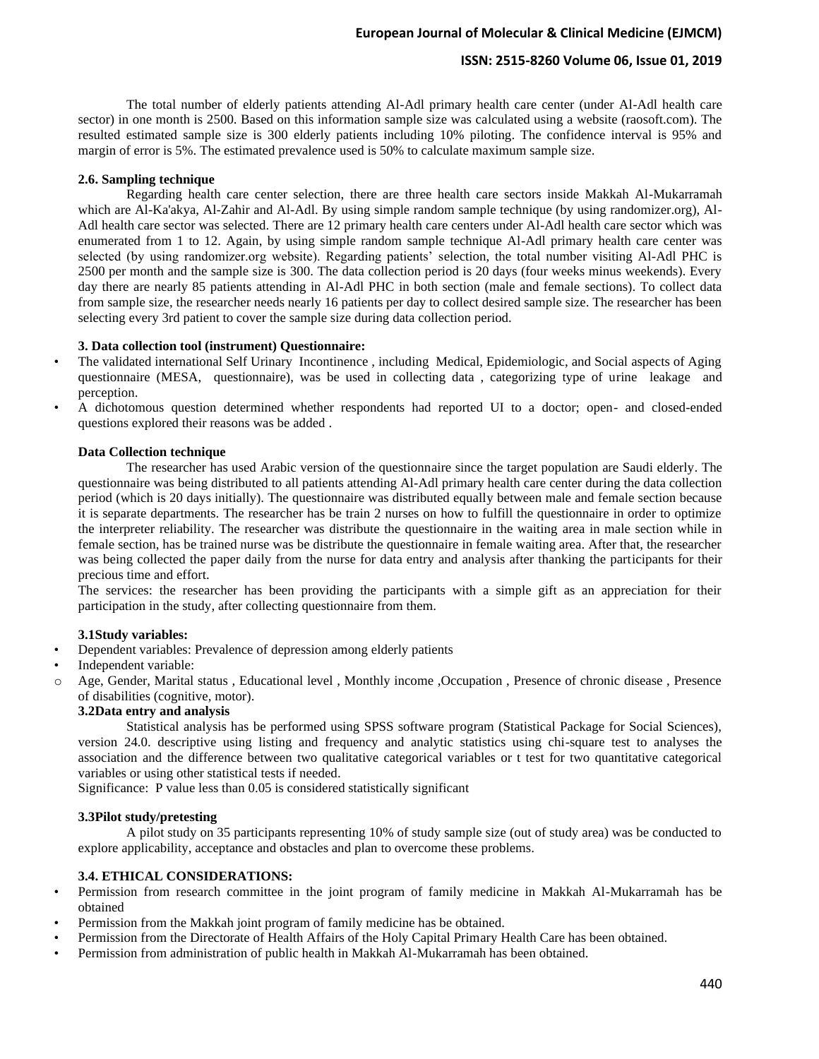The total number of elderly patients attending Al-Adl primary health care center (under Al-Adl health care sector) in one month is 2500. Based on this information sample size was calculated using a website (raosoft.com). The resulted estimated sample size is 300 elderly patients including 10% piloting. The confidence interval is 95% and margin of error is 5%. The estimated prevalence used is 50% to calculate maximum sample size.

### 2.6. Sampling technique

Regarding health care center selection, there are three health care sectors inside Makkah Al-Mukarramah which are Al-Ka'akya, Al-Zahir and Al-Adl. By using simple random sample technique (by using randomizer.org), Al-Adl health care sector was selected. There are 12 primary health care centers under Al-Adl health care sector which was enumerated from 1 to 12. Again, by using simple random sample technique Al-Adl primary health care center was selected (by using randomizer.org website). Regarding patients' selection, the total number visiting Al-Adl PHC is 2500 per month and the sample size is 300. The data collection period is 20 days (four weeks minus weekends). Every day there are nearly 85 patients attending in Al-Adl PHC in both section (male and female sections). To collect data from sample size, the researcher needs nearly 16 patients per day to collect desired sample size. The researcher has been selecting every 3rd patient to cover the sample size during data collection period.

### 3. Data collection tool (instrument) Questionnaire:

- The validated international Self Urinary Incontinence , including Medical, Epidemiologic, and Social aspects of Aging questionnaire (MESA, questionnaire), was be used in collecting data , categorizing type of urine leakage and perception.
- A dichotomous question determined whether respondents had reported UI to a doctor; open- and closed-ended questions explored their reasons was be added .

### Data Collection technique

The researcher has used Arabic version of the questionnaire since the target population are Saudi elderly. The questionnaire was being distributed to all patients attending Al-Adl primary health care center during the data collection period (which is 20 days initially). The questionnaire was distributed equally between male and female section because it is separate departments. The researcher has be train 2 nurses on how to fulfill the questionnaire in order to optimize the interpreter reliability. The researcher was distribute the questionnaire in the waiting area in male section while in female section, has be trained nurse was be distribute the questionnaire in female waiting area. After that, the researcher was being collected the paper daily from the nurse for data entry and analysis after thanking the participants for their precious time and effort.

The services: the researcher has been providing the participants with a simple gift as an appreciation for their participation in the study, after collecting questionnaire from them.

### 3.1Study variables:

- Dependent variables: Prevalence of depression among elderly patients
- Independent variable:
  - Age, Gender, Marital status , Educational level , Monthly income ,Occupation , Presence of chronic disease , Presence of disabilities (cognitive, motor).

### 3.2Data entry and analysis

Statistical analysis has be performed using SPSS software program (Statistical Package for Social Sciences), version 24.0. descriptive using listing and frequency and analytic statistics using chi-square test to analyses the association and the difference between two qualitative categorical variables or t test for two quantitative categorical variables or using other statistical tests if needed.

Significance: P value less than 0.05 is considered statistically significant

### 3.3Pilot study/pretesting

A pilot study on 35 participants representing 10% of study sample size (out of study area) was be conducted to explore applicability, acceptance and obstacles and plan to overcome these problems.

### 3.4. ETHICAL CONSIDERATIONS:

- Permission from research committee in the joint program of family medicine in Makkah Al-Mukarramah has be obtained
- Permission from the Makkah joint program of family medicine has be obtained.
- Permission from the Directorate of Health Affairs of the Holy Capital Primary Health Care has been obtained.
- Permission from administration of public health in Makkah Al-Mukarramah has been obtained.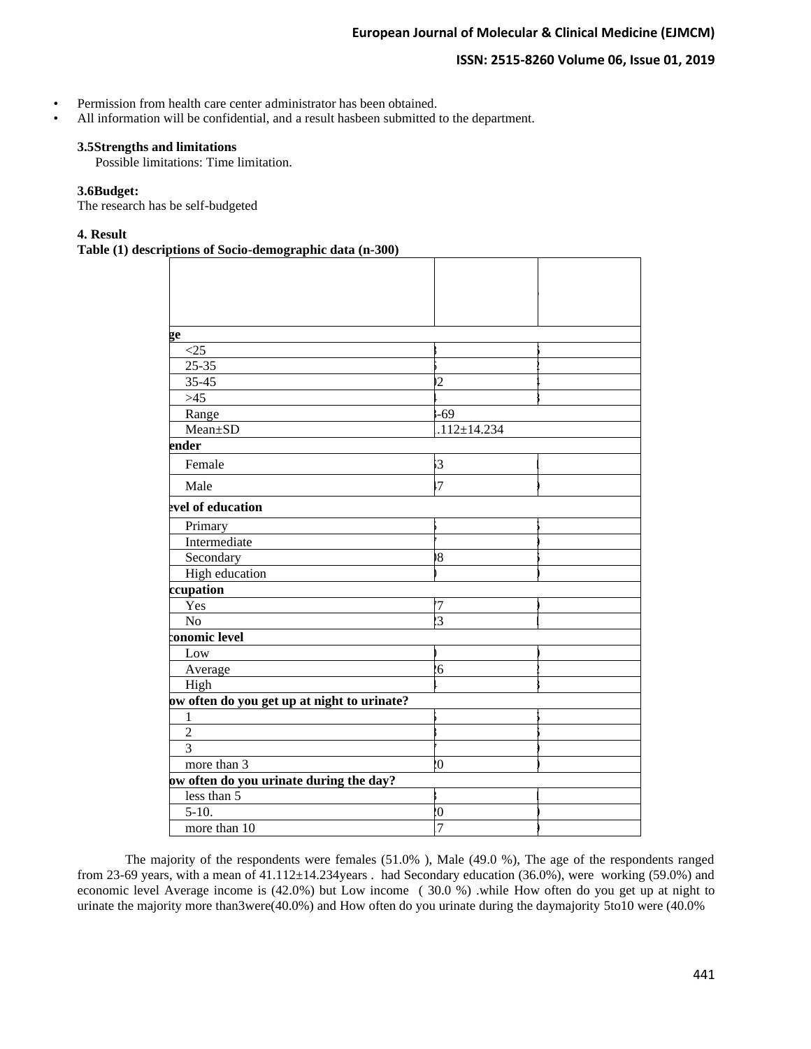- Permission from health care center administrator has been obtained.
- All information will be confidential, and a result hasbeen submitted to the department.

### 3.5Strengths and limitations

Possible limitations: Time limitation.

### 3.6Budget:

The research has be self-budgeted

## 4. Result

**Table (1) descriptions of Socio-demographic data (n-300)**

| | | |
|---|---|---|
| **ge** | | |
| <25 | | |
| 25-35 | | |
| 35-45 | )2 | |
| >45 | | |
| Range | -69 | |
| Mean±SD | .112±14.234 | |
| **ender** | | |
| Female | 3 | |
| Male | 7 | |
| **evel of education** | | |
| Primary | | |
| Intermediate | | |
| Secondary | )8 | |
| High education | | |
| **ccupation** | | |
| Yes | 7 | |
| No | 3 | |
| **conomic level** | | |
| Low | | |
| Average | 6 | |
| High | | |
| **ow often do you get up at night to urinate?** | | |
| 1 | | |
| 2 | | |
| 3 | | |
| more than 3 | 0 | |
| **ow often do you urinate during the day?** | | |
| less than 5 | | |
| 5-10. | 0 | |
| more than 10 | 7 | |

The majority of the respondents were females (51.0% ), Male (49.0 %), The age of the respondents ranged from 23-69 years, with a mean of 41.112±14.234years . had Secondary education (36.0%), were working (59.0%) and economic level Average income is (42.0%) but Low income ( 30.0 %) .while How often do you get up at night to urinate the majority more than3were(40.0%) and How often do you urinate during the daymajority 5to10 were (40.0%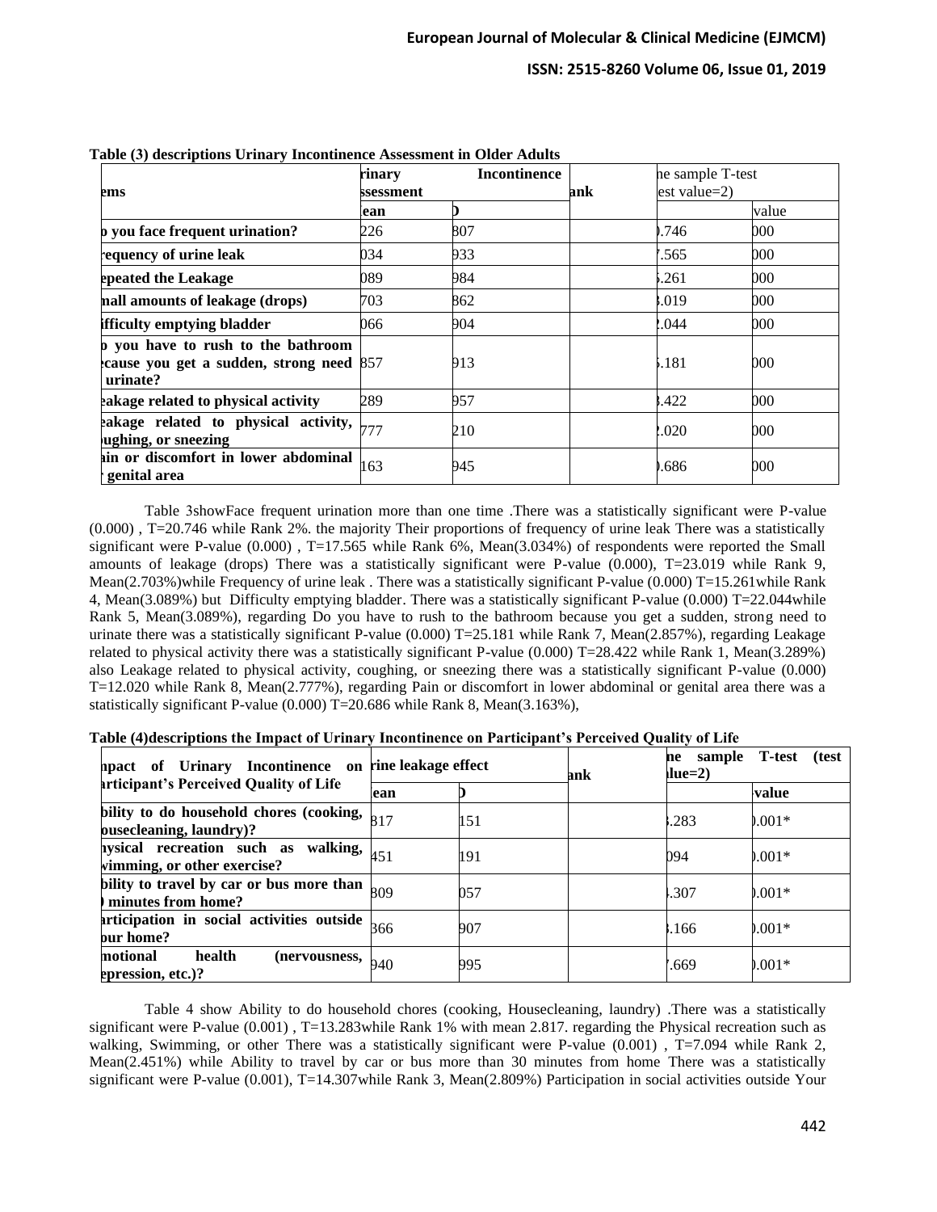**Table (3) descriptions Urinary Incontinence Assessment in Older Adults**

| ems | rinary ssessment | Incontinence | ank | ne sample T-test est value=2) | |
|---|---|---|---|---|---|
| | ean | D | | | value |
| **o you face frequent urination?** | 226 | 807 | | ).746 | 000 |
| **requency of urine leak** | 034 | 933 | | 7.565 | 000 |
| **epeated the Leakage** | 089 | 984 | | 5.261 | 000 |
| **mall amounts of leakage (drops)** | 703 | 862 | | 3.019 | 000 |
| **ifficulty emptying bladder** | 066 | 904 | | 2.044 | 000 |
| **o you have to rush to the bathroom ecause you get a sudden, strong need urinate?** | 857 | 913 | | 5.181 | 000 |
| **eakage related to physical activity** | 289 | 957 | | 3.422 | 000 |
| **eakage related to physical activity, oughing, or sneezing** | 777 | 210 | | 2.020 | 000 |
| **ain or discomfort in lower abdominal genital area** | 163 | 945 | | ).686 | 000 |

Table 3showFace frequent urination more than one time .There was a statistically significant were P-value (0.000) , T=20.746 while Rank 2%. the majority Their proportions of frequency of urine leak There was a statistically significant were P-value (0.000) , T=17.565 while Rank 6%, Mean(3.034%) of respondents were reported the Small amounts of leakage (drops) There was a statistically significant were P-value (0.000), T=23.019 while Rank 9, Mean(2.703%)while Frequency of urine leak . There was a statistically significant P-value (0.000) T=15.261while Rank 4, Mean(3.089%) but Difficulty emptying bladder. There was a statistically significant P-value (0.000) T=22.044while Rank 5, Mean(3.089%), regarding Do you have to rush to the bathroom because you get a sudden, strong need to urinate there was a statistically significant P-value (0.000) T=25.181 while Rank 7, Mean(2.857%), regarding Leakage related to physical activity there was a statistically significant P-value (0.000) T=28.422 while Rank 1, Mean(3.289%) also Leakage related to physical activity, coughing, or sneezing there was a statistically significant P-value (0.000) T=12.020 while Rank 8, Mean(2.777%), regarding Pain or discomfort in lower abdominal or genital area there was a statistically significant P-value (0.000) T=20.686 while Rank 8, Mean(3.163%),

**Table (4)descriptions the Impact of Urinary Incontinence on Participant's Perceived Quality of Life**

| npact of Urinary Incontinence on articipant's Perceived Quality of Life | rine leakage effect | | ank | ne sample T-test (test alue=2) | |
|---|---|---|---|---|---|
| | ean | D | | | value |
| **bility to do household chores (cooking, ousecleaning, laundry)?** | 817 | 151 | | 3.283 | ).001* |
| **hysical recreation such as walking, wimming, or other exercise?** | 451 | 191 | | 094 | ).001* |
| **bility to travel by car or bus more than ) minutes from home?** | 809 | 057 | | 1.307 | ).001* |
| **articipation in social activities outside our home?** | 366 | 907 | | 3.166 | ).001* |
| **motional health (nervousness, epression, etc.)?** | 940 | 995 | | 7.669 | ).001* |

Table 4 show Ability to do household chores (cooking, Housecleaning, laundry) .There was a statistically significant were P-value (0.001) , T=13.283while Rank 1% with mean 2.817. regarding the Physical recreation such as walking, Swimming, or other There was a statistically significant were P-value (0.001) , T=7.094 while Rank 2, Mean(2.451%) while Ability to travel by car or bus more than 30 minutes from home There was a statistically significant were P-value (0.001), T=14.307while Rank 3, Mean(2.809%) Participation in social activities outside Your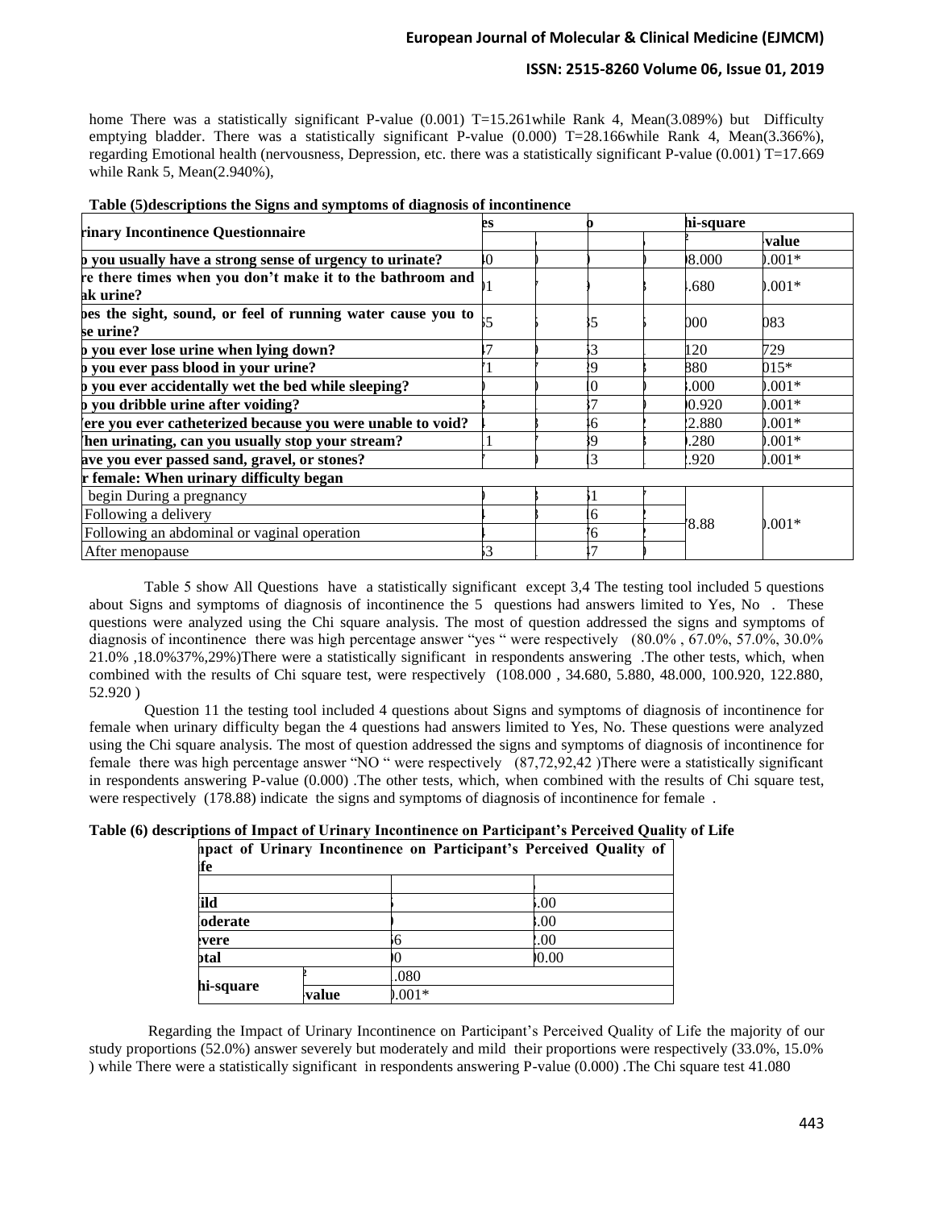home There was a statistically significant P-value (0.001) T=15.261while Rank 4, Mean(3.089%) but Difficulty emptying bladder. There was a statistically significant P-value (0.000) T=28.166while Rank 4, Mean(3.366%), regarding Emotional health (nervousness, Depression, etc. there was a statistically significant P-value (0.001) T=17.669 while Rank 5, Mean(2.940%),

**Table (5)descriptions the Signs and symptoms of diagnosis of incontinence**

| rinary Incontinence Questionnaire | es | | o | | hi-square | |
|---|---|---|---|---|---|---|
| | | | | | ² | ·value |
| **o you usually have a strong sense of urgency to urinate?** | 0 | ) | ) | ) | 08.000 | ).001* |
| **re there times when you don't make it to the bathroom and ak urine?** | )1 | 7 | ) | 3 | .680 | ).001* |
| **oes the sight, sound, or feel of running water cause you to se urine?** | 55 | 5 | 55 | 5 | 000 | 083 |
| **o you ever lose urine when lying down?** | 17 | ) | 53 | . | 120 | 729 |
| **o you ever pass blood in your urine?** | 71 | 7 | 29 | 3 | 880 | 015* |
| **o you ever accidentally wet the bed while sleeping?** | ) | ) | 10 | ) | .000 | ).001* |
| **o you dribble urine after voiding?** | 3 | | 37 | ) | 00.920 | ).001* |
| **ere you ever catheterized because you were unable to void?** | 1 | 3 | 56 | 2 | 2.880 | ).001* |
| **hen urinating, can you usually stop your stream?** | 1 | 7 | 39 | 3 | .280 | ).001* |
| **ave you ever passed sand, gravel, or stones?** | 7 | ) | 13 | . | .920 | ).001* |
| **r female: When urinary difficulty began** | | | | | | |
| begin During a pregnancy | ) | 3 | 51 | 7 | 78.88 | ).001* |
| Following a delivery | 1 | 3 | 16 | 2 | | |
| Following an abdominal or vaginal operation | 1 | | 76 | 2 | | |
| After menopause | 53 | . | 17 | ) | | |

Table 5 show All Questions have a statistically significant except 3,4 The testing tool included 5 questions about Signs and symptoms of diagnosis of incontinence the 5 questions had answers limited to Yes, No . These questions were analyzed using the Chi square analysis. The most of question addressed the signs and symptoms of diagnosis of incontinence there was high percentage answer "yes " were respectively (80.0% , 67.0%, 57.0%, 30.0% 21.0% ,18.0%37%,29%)There were a statistically significant in respondents answering .The other tests, which, when combined with the results of Chi square test, were respectively (108.000 , 34.680, 5.880, 48.000, 100.920, 122.880, 52.920 )

Question 11 the testing tool included 4 questions about Signs and symptoms of diagnosis of incontinence for female when urinary difficulty began the 4 questions had answers limited to Yes, No. These questions were analyzed using the Chi square analysis. The most of question addressed the signs and symptoms of diagnosis of incontinence for female there was high percentage answer "NO " were respectively (87,72,92,42 )There were a statistically significant in respondents answering P-value (0.000) .The other tests, which, when combined with the results of Chi square test, were respectively (178.88) indicate the signs and symptoms of diagnosis of incontinence for female .

**Table (6) descriptions of Impact of Urinary Incontinence on Participant's Perceived Quality of Life**

| npact of Urinary Incontinence on Participant's Perceived Quality of ife | | | |
|---|---|---|---|
| | | | ) |
| **ild** | | 5 | 5.00 |
| **oderate** | | ) | 3.00 |
| **evere** | | 56 | 2.00 |
| **otal** | | 00 | 00.00 |
| **hi-square** | ² | .080 | |
| | **·value** | ).001* | |

Regarding the Impact of Urinary Incontinence on Participant's Perceived Quality of Life the majority of our study proportions (52.0%) answer severely but moderately and mild their proportions were respectively (33.0%, 15.0% ) while There were a statistically significant in respondents answering P-value (0.000) .The Chi square test 41.080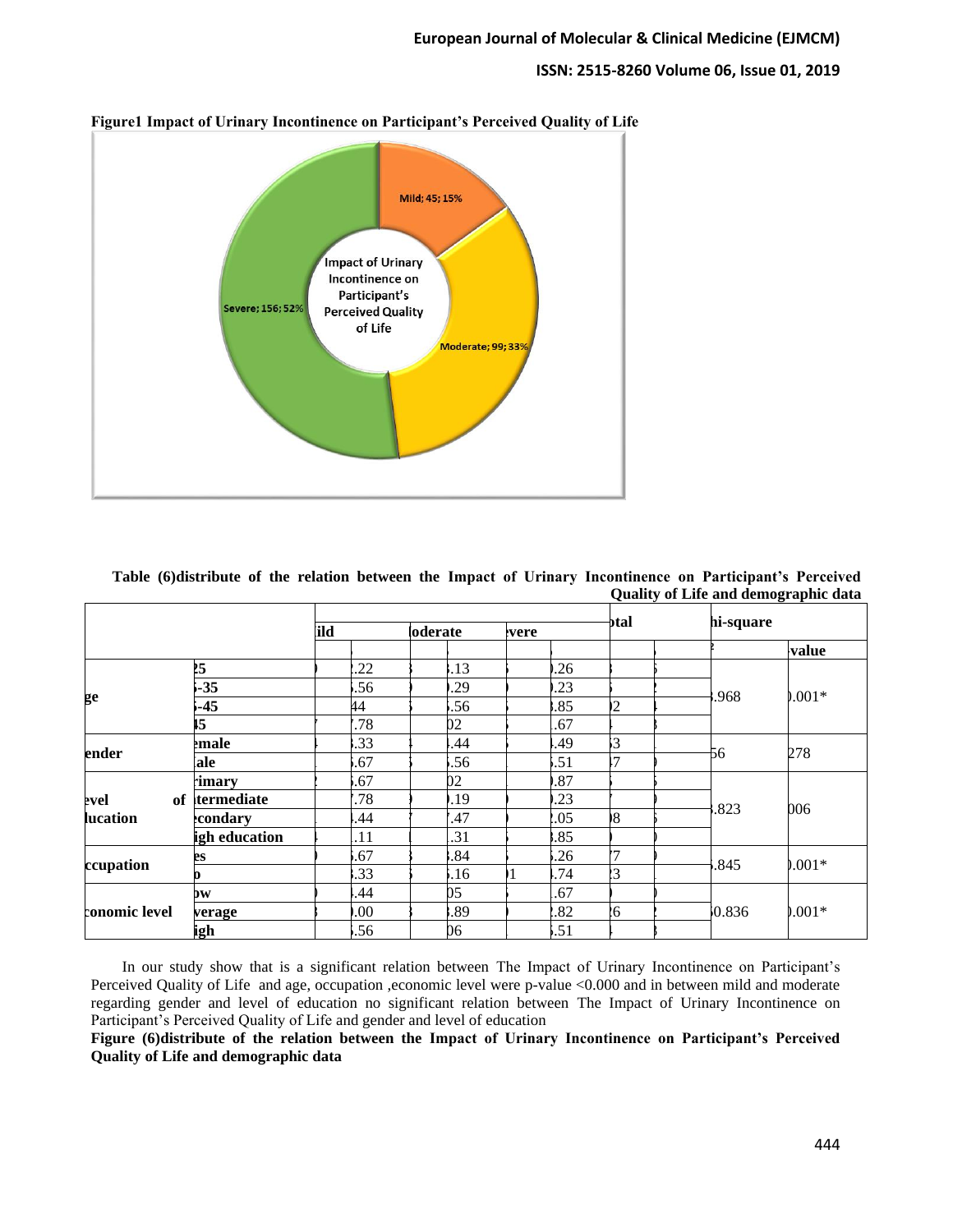**Figure1 Impact of Urinary Incontinence on Participant's Perceived Quality of Life**

**Table (6)distribute of the relation between the Impact of Urinary Incontinence on Participant's Perceived Quality of Life and demographic data**

| | | ild | | loderate | | evere | | otal | | hi-square | |
|---|---|---|---|---|---|---|---|---|---|---|---|
| | | | | | | | | | | | value |
| ge | 25 | | .22 | | .13 | | .26 | | | .968 | .001* |
| | -35 | | .56 | | .29 | | .23 | | | | |
| | -45 | | 44 | | .56 | | .85 | 2 | | | |
| | 5 | | .78 | | 02 | | .67 | | | | |
| ender | emale | | .33 | | .44 | | .49 | 3 | | 56 | 278 |
| | ale | | .67 | | .56 | | .51 | 7 | | | |
| evel of lucation | rimary | | .67 | | 02 | | .87 | | | .823 | 006 |
| | termediate | | .78 | | .19 | | .23 | | | | |
| | econdary | | .44 | | .47 | | .05 | 8 | | | |
| | igh education | | .11 | | .31 | | .85 | | | | |
| ccupation | es | | .67 | | .84 | | .26 | 7 | | .845 | .001* |
| | o | | .33 | | .16 | 1 | .74 | 3 | | | |
| conomic level | ow | | .44 | | 05 | | .67 | | | 0.836 | .001* |
| | verage | | .00 | | .89 | | .82 | 6 | | | |
| | igh | | .56 | | 06 | | .51 | | | | |

In our study show that is a significant relation between The Impact of Urinary Incontinence on Participant's Perceived Quality of Life and age, occupation ,economic level were p-value <0.000 and in between mild and moderate regarding gender and level of education no significant relation between The Impact of Urinary Incontinence on Participant's Perceived Quality of Life and gender and level of education

**Figure (6)distribute of the relation between the Impact of Urinary Incontinence on Participant's Perceived Quality of Life and demographic data**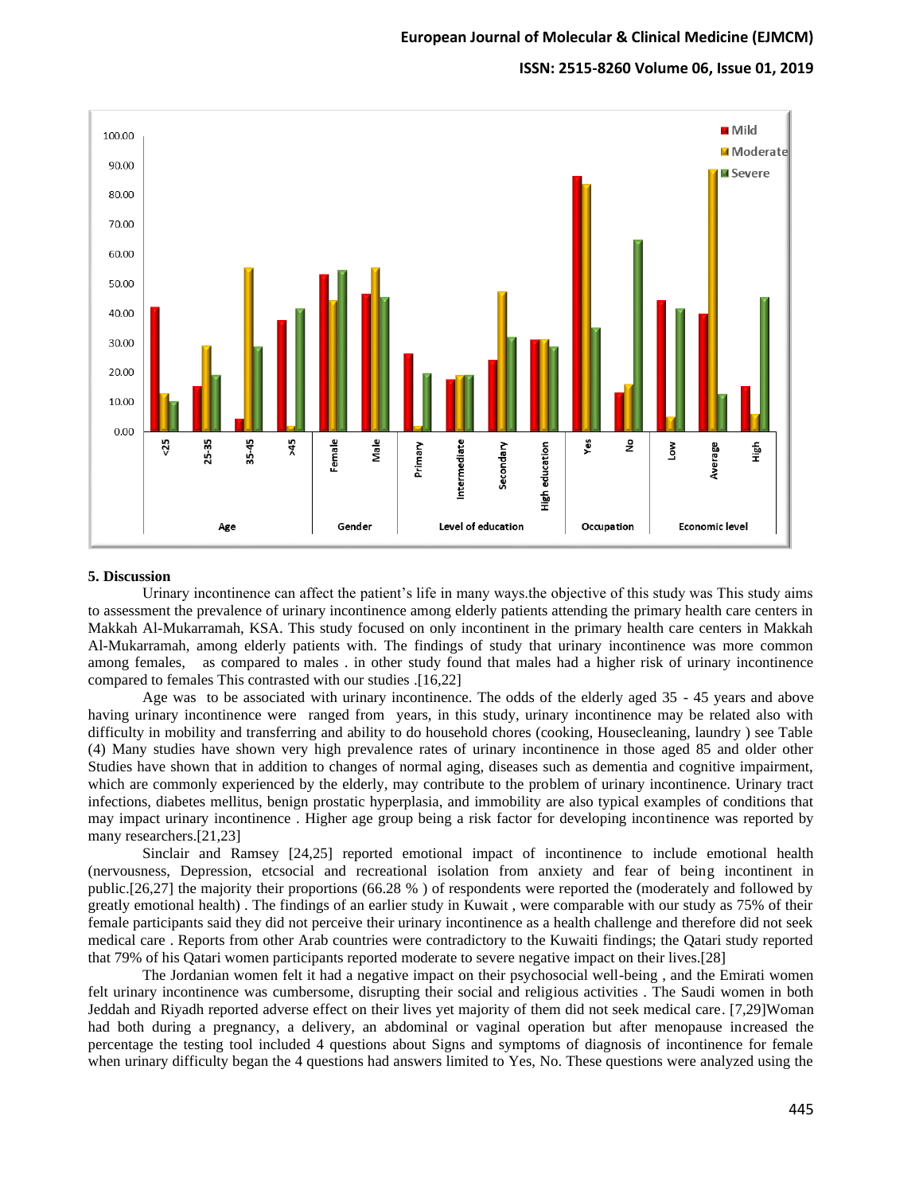## 5. Discussion

Urinary incontinence can affect the patient's life in many ways.the objective of this study was This study aims to assessment the prevalence of urinary incontinence among elderly patients attending the primary health care centers in Makkah Al-Mukarramah, KSA. This study focused on only incontinent in the primary health care centers in Makkah Al-Mukarramah, among elderly patients with. The findings of study that urinary incontinence was more common among females, as compared to males . in other study found that males had a higher risk of urinary incontinence compared to females This contrasted with our studies .[16,22]

Age was to be associated with urinary incontinence. The odds of the elderly aged 35 - 45 years and above having urinary incontinence were ranged from years, in this study, urinary incontinence may be related also with difficulty in mobility and transferring and ability to do household chores (cooking, Housecleaning, laundry ) see Table (4) Many studies have shown very high prevalence rates of urinary incontinence in those aged 85 and older other Studies have shown that in addition to changes of normal aging, diseases such as dementia and cognitive impairment, which are commonly experienced by the elderly, may contribute to the problem of urinary incontinence. Urinary tract infections, diabetes mellitus, benign prostatic hyperplasia, and immobility are also typical examples of conditions that may impact urinary incontinence . Higher age group being a risk factor for developing incontinence was reported by many researchers.[21,23]

Sinclair and Ramsey [24,25] reported emotional impact of incontinence to include emotional health (nervousness, Depression, etcsocial and recreational isolation from anxiety and fear of being incontinent in public.[26,27] the majority their proportions (66.28 % ) of respondents were reported the (moderately and followed by greatly emotional health) . The findings of an earlier study in Kuwait , were comparable with our study as 75% of their female participants said they did not perceive their urinary incontinence as a health challenge and therefore did not seek medical care . Reports from other Arab countries were contradictory to the Kuwaiti findings; the Qatari study reported that 79% of his Qatari women participants reported moderate to severe negative impact on their lives.[28]

The Jordanian women felt it had a negative impact on their psychosocial well-being , and the Emirati women felt urinary incontinence was cumbersome, disrupting their social and religious activities . The Saudi women in both Jeddah and Riyadh reported adverse effect on their lives yet majority of them did not seek medical care. [7,29]Woman had both during a pregnancy, a delivery, an abdominal or vaginal operation but after menopause increased the percentage the testing tool included 4 questions about Signs and symptoms of diagnosis of incontinence for female when urinary difficulty began the 4 questions had answers limited to Yes, No. These questions were analyzed using the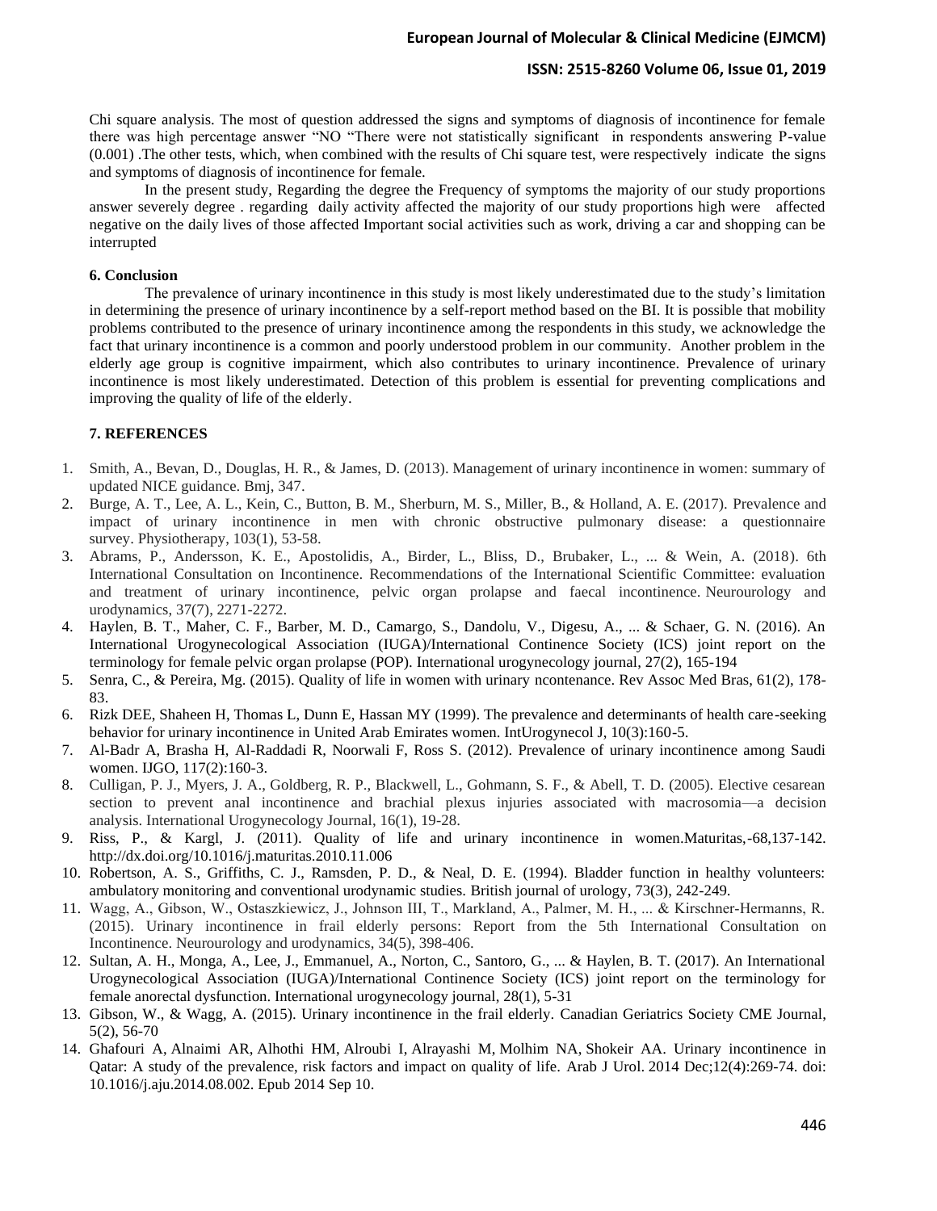Chi square analysis. The most of question addressed the signs and symptoms of diagnosis of incontinence for female there was high percentage answer "NO "There were not statistically significant in respondents answering P-value (0.001) .The other tests, which, when combined with the results of Chi square test, were respectively indicate the signs and symptoms of diagnosis of incontinence for female.

In the present study, Regarding the degree the Frequency of symptoms the majority of our study proportions answer severely degree . regarding daily activity affected the majority of our study proportions high were affected negative on the daily lives of those affected Important social activities such as work, driving a car and shopping can be interrupted

### 6. Conclusion

The prevalence of urinary incontinence in this study is most likely underestimated due to the study's limitation in determining the presence of urinary incontinence by a self-report method based on the BI. It is possible that mobility problems contributed to the presence of urinary incontinence among the respondents in this study, we acknowledge the fact that urinary incontinence is a common and poorly understood problem in our community. Another problem in the elderly age group is cognitive impairment, which also contributes to urinary incontinence. Prevalence of urinary incontinence is most likely underestimated. Detection of this problem is essential for preventing complications and improving the quality of life of the elderly.

### 7. REFERENCES

1. Smith, A., Bevan, D., Douglas, H. R., & James, D. (2013). Management of urinary incontinence in women: summary of updated NICE guidance. Bmj, 347.
2. Burge, A. T., Lee, A. L., Kein, C., Button, B. M., Sherburn, M. S., Miller, B., & Holland, A. E. (2017). Prevalence and impact of urinary incontinence in men with chronic obstructive pulmonary disease: a questionnaire survey. Physiotherapy, 103(1), 53-58.
3. Abrams, P., Andersson, K. E., Apostolidis, A., Birder, L., Bliss, D., Brubaker, L., ... & Wein, A. (2018). 6th International Consultation on Incontinence. Recommendations of the International Scientific Committee: evaluation and treatment of urinary incontinence, pelvic organ prolapse and faecal incontinence. Neurourology and urodynamics, 37(7), 2271-2272.
4. Haylen, B. T., Maher, C. F., Barber, M. D., Camargo, S., Dandolu, V., Digesu, A., ... & Schaer, G. N. (2016). An International Urogynecological Association (IUGA)/International Continence Society (ICS) joint report on the terminology for female pelvic organ prolapse (POP). International urogynecology journal, 27(2), 165-194
5. Senra, C., & Pereira, Mg. (2015). Quality of life in women with urinary ncontenance. Rev Assoc Med Bras, 61(2), 178-83.
6. Rizk DEE, Shaheen H, Thomas L, Dunn E, Hassan MY (1999). The prevalence and determinants of health care-seeking behavior for urinary incontinence in United Arab Emirates women. IntUrogynecol J, 10(3):160-5.
7. Al-Badr A, Brasha H, Al-Raddadi R, Noorwali F, Ross S. (2012). Prevalence of urinary incontinence among Saudi women. IJGO, 117(2):160-3.
8. Culligan, P. J., Myers, J. A., Goldberg, R. P., Blackwell, L., Gohmann, S. F., & Abell, T. D. (2005). Elective cesarean section to prevent anal incontinence and brachial plexus injuries associated with macrosomia—a decision analysis. International Urogynecology Journal, 16(1), 19-28.
9. Riss, P., & Kargl, J. (2011). Quality of life and urinary incontinence in women.Maturitas,-68,137-142. http://dx.doi.org/10.1016/j.maturitas.2010.11.006
10. Robertson, A. S., Griffiths, C. J., Ramsden, P. D., & Neal, D. E. (1994). Bladder function in healthy volunteers: ambulatory monitoring and conventional urodynamic studies. British journal of urology, 73(3), 242-249.
11. Wagg, A., Gibson, W., Ostaszkiewicz, J., Johnson III, T., Markland, A., Palmer, M. H., ... & Kirschner-Hermanns, R. (2015). Urinary incontinence in frail elderly persons: Report from the 5th International Consultation on Incontinence. Neurourology and urodynamics, 34(5), 398-406.
12. Sultan, A. H., Monga, A., Lee, J., Emmanuel, A., Norton, C., Santoro, G., ... & Haylen, B. T. (2017). An International Urogynecological Association (IUGA)/International Continence Society (ICS) joint report on the terminology for female anorectal dysfunction. International urogynecology journal, 28(1), 5-31
13. Gibson, W., & Wagg, A. (2015). Urinary incontinence in the frail elderly. Canadian Geriatrics Society CME Journal, 5(2), 56-70
14. Ghafouri A, Alnaimi AR, Alhothi HM, Alroubi I, Alrayashi M, Molhim NA, Shokeir AA. Urinary incontinence in Qatar: A study of the prevalence, risk factors and impact on quality of life. Arab J Urol. 2014 Dec;12(4):269-74. doi: 10.1016/j.aju.2014.08.002. Epub 2014 Sep 10.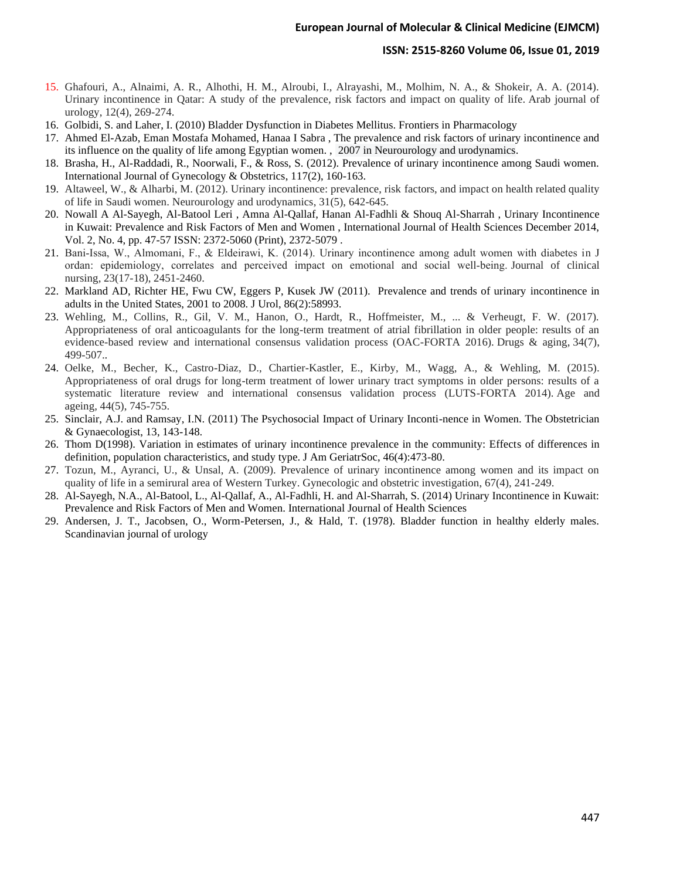15. Ghafouri, A., Alnaimi, A. R., Alhothi, H. M., Alroubi, I., Alrayashi, M., Molhim, N. A., & Shokeir, A. A. (2014). Urinary incontinence in Qatar: A study of the prevalence, risk factors and impact on quality of life. Arab journal of urology, 12(4), 269-274.
16. Golbidi, S. and Laher, I. (2010) Bladder Dysfunction in Diabetes Mellitus. Frontiers in Pharmacology
17. Ahmed El-Azab, Eman Mostafa Mohamed, Hanaa I Sabra , The prevalence and risk factors of urinary incontinence and its influence on the quality of life among Egyptian women. , 2007 in Neurourology and urodynamics.
18. Brasha, H., Al-Raddadi, R., Noorwali, F., & Ross, S. (2012). Prevalence of urinary incontinence among Saudi women. International Journal of Gynecology & Obstetrics, 117(2), 160-163.
19. Altaweel, W., & Alharbi, M. (2012). Urinary incontinence: prevalence, risk factors, and impact on health related quality of life in Saudi women. Neurourology and urodynamics, 31(5), 642-645.
20. Nowall A Al-Sayegh, Al-Batool Leri , Amna Al-Qallaf, Hanan Al-Fadhli & Shouq Al-Sharrah , Urinary Incontinence in Kuwait: Prevalence and Risk Factors of Men and Women , International Journal of Health Sciences December 2014, Vol. 2, No. 4, pp. 47-57 ISSN: 2372-5060 (Print), 2372-5079 .
21. Bani-Issa, W., Almomani, F., & Eldeirawi, K. (2014). Urinary incontinence among adult women with diabetes in J ordan: epidemiology, correlates and perceived impact on emotional and social well-being. Journal of clinical nursing, 23(17-18), 2451-2460.
22. Markland AD, Richter HE, Fwu CW, Eggers P, Kusek JW (2011). Prevalence and trends of urinary incontinence in adults in the United States, 2001 to 2008. J Urol, 86(2):58993.
23. Wehling, M., Collins, R., Gil, V. M., Hanon, O., Hardt, R., Hoffmeister, M., ... & Verheugt, F. W. (2017). Appropriateness of oral anticoagulants for the long-term treatment of atrial fibrillation in older people: results of an evidence-based review and international consensus validation process (OAC-FORTA 2016). Drugs & aging, 34(7), 499-507..
24. Oelke, M., Becher, K., Castro-Diaz, D., Chartier-Kastler, E., Kirby, M., Wagg, A., & Wehling, M. (2015). Appropriateness of oral drugs for long-term treatment of lower urinary tract symptoms in older persons: results of a systematic literature review and international consensus validation process (LUTS-FORTA 2014). Age and ageing, 44(5), 745-755.
25. Sinclair, A.J. and Ramsay, I.N. (2011) The Psychosocial Impact of Urinary Inconti-nence in Women. The Obstetrician & Gynaecologist, 13, 143-148.
26. Thom D(1998). Variation in estimates of urinary incontinence prevalence in the community: Effects of differences in definition, population characteristics, and study type. J Am GeriatrSoc, 46(4):473-80.
27. Tozun, M., Ayranci, U., & Unsal, A. (2009). Prevalence of urinary incontinence among women and its impact on quality of life in a semirural area of Western Turkey. Gynecologic and obstetric investigation, 67(4), 241-249.
28. Al-Sayegh, N.A., Al-Batool, L., Al-Qallaf, A., Al-Fadhli, H. and Al-Sharrah, S. (2014) Urinary Incontinence in Kuwait: Prevalence and Risk Factors of Men and Women. International Journal of Health Sciences
29. Andersen, J. T., Jacobsen, O., Worm-Petersen, J., & Hald, T. (1978). Bladder function in healthy elderly males. Scandinavian journal of urology